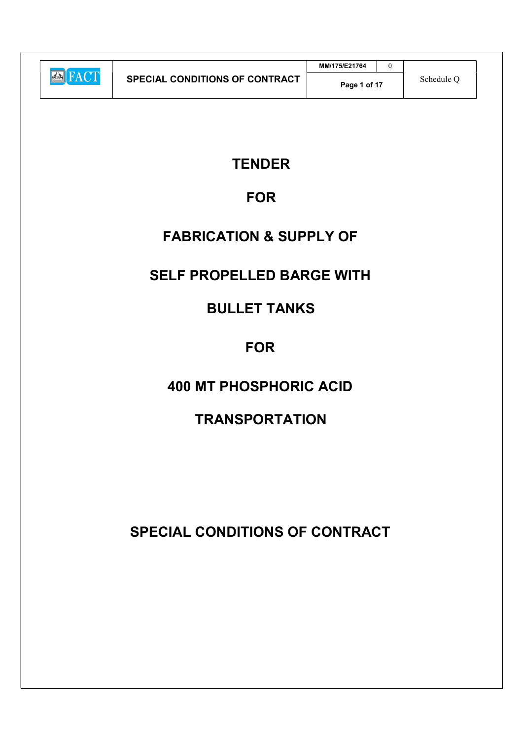# TENDER

# FOR

# FABRICATION & SUPPLY OF

# SELF PROPELLED BARGE WITH

# BULLET TANKS

# FOR

# 400 MT PHOSPHORIC ACID

# TRANSPORTATION

# SPECIAL CONDITIONS OF CONTRACT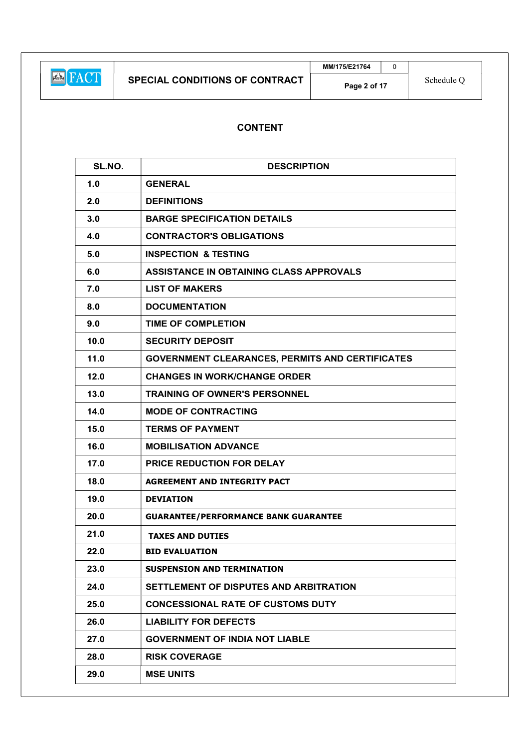## CONTENT

| SL.NO. | DESCRIPTION |
|---|---|
| 1.0 | GENERAL |
| 2.0 | DEFINITIONS |
| 3.0 | BARGE SPECIFICATION DETAILS |
| 4.0 | CONTRACTOR'S OBLIGATIONS |
| 5.0 | INSPECTION & TESTING |
| 6.0 | ASSISTANCE IN OBTAINING CLASS APPROVALS |
| 7.0 | LIST OF MAKERS |
| 8.0 | DOCUMENTATION |
| 9.0 | TIME OF COMPLETION |
| 10.0 | SECURITY DEPOSIT |
| 11.0 | GOVERNMENT CLEARANCES, PERMITS AND CERTIFICATES |
| 12.0 | CHANGES IN WORK/CHANGE ORDER |
| 13.0 | TRAINING OF OWNER'S PERSONNEL |
| 14.0 | MODE OF CONTRACTING |
| 15.0 | TERMS OF PAYMENT |
| 16.0 | MOBILISATION ADVANCE |
| 17.0 | PRICE REDUCTION FOR DELAY |
| 18.0 | AGREEMENT AND INTEGRITY PACT |
| 19.0 | DEVIATION |
| 20.0 | GUARANTEE/PERFORMANCE BANK GUARANTEE |
| 21.0 | TAXES AND DUTIES |
| 22.0 | BID EVALUATION |
| 23.0 | SUSPENSION AND TERMINATION |
| 24.0 | SETTLEMENT OF DISPUTES AND ARBITRATION |
| 25.0 | CONCESSIONAL RATE OF CUSTOMS DUTY |
| 26.0 | LIABILITY FOR DEFECTS |
| 27.0 | GOVERNMENT OF INDIA NOT LIABLE |
| 28.0 | RISK COVERAGE |
| 29.0 | MSE UNITS |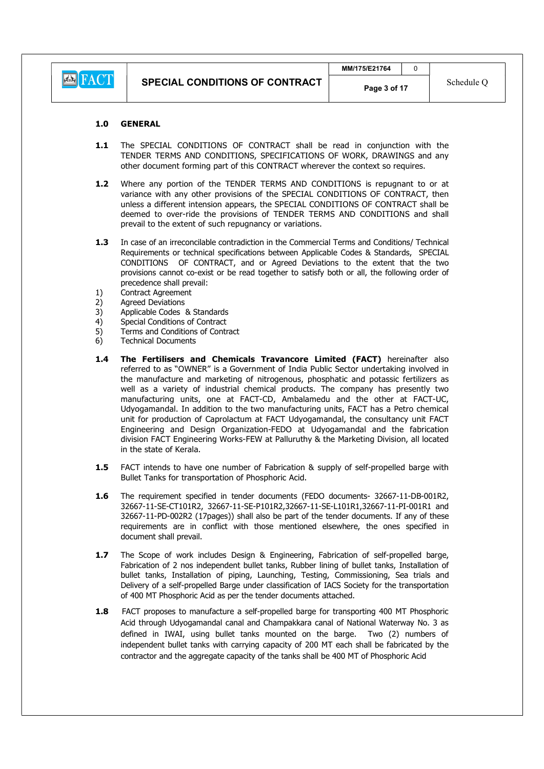## 1.0 GENERAL

**1.1** The SPECIAL CONDITIONS OF CONTRACT shall be read in conjunction with the TENDER TERMS AND CONDITIONS, SPECIFICATIONS OF WORK, DRAWINGS and any other document forming part of this CONTRACT wherever the context so requires.

**1.2** Where any portion of the TENDER TERMS AND CONDITIONS is repugnant to or at variance with any other provisions of the SPECIAL CONDITIONS OF CONTRACT, then unless a different intension appears, the SPECIAL CONDITIONS OF CONTRACT shall be deemed to over-ride the provisions of TENDER TERMS AND CONDITIONS and shall prevail to the extent of such repugnancy or variations.

**1.3** In case of an irreconcilable contradiction in the Commercial Terms and Conditions/ Technical Requirements or technical specifications between Applicable Codes & Standards, SPECIAL CONDITIONS OF CONTRACT, and or Agreed Deviations to the extent that the two provisions cannot co-exist or be read together to satisfy both or all, the following order of precedence shall prevail:

1) Contract Agreement
2) Agreed Deviations
3) Applicable Codes & Standards
4) Special Conditions of Contract
5) Terms and Conditions of Contract
6) Technical Documents

**1.4** **The Fertilisers and Chemicals Travancore Limited (FACT)** hereinafter also referred to as "OWNER" is a Government of India Public Sector undertaking involved in the manufacture and marketing of nitrogenous, phosphatic and potassic fertilizers as well as a variety of industrial chemical products. The company has presently two manufacturing units, one at FACT-CD, Ambalamedu and the other at FACT-UC, Udyogamandal. In addition to the two manufacturing units, FACT has a Petro chemical unit for production of Caprolactum at FACT Udyogamandal, the consultancy unit FACT Engineering and Design Organization-FEDO at Udyogamandal and the fabrication division FACT Engineering Works-FEW at Palluruthy & the Marketing Division, all located in the state of Kerala.

**1.5** FACT intends to have one number of Fabrication & supply of self-propelled barge with Bullet Tanks for transportation of Phosphoric Acid.

**1.6** The requirement specified in tender documents (FEDO documents- 32667-11-DB-001R2, 32667-11-SE-CT101R2, 32667-11-SE-P101R2,32667-11-SE-L101R1,32667-11-PI-001R1 and 32667-11-PD-002R2 (17pages)) shall also be part of the tender documents. If any of these requirements are in conflict with those mentioned elsewhere, the ones specified in document shall prevail.

**1.7** The Scope of work includes Design & Engineering, Fabrication of self-propelled barge, Fabrication of 2 nos independent bullet tanks, Rubber lining of bullet tanks, Installation of bullet tanks, Installation of piping, Launching, Testing, Commissioning, Sea trials and Delivery of a self-propelled Barge under classification of IACS Society for the transportation of 400 MT Phosphoric Acid as per the tender documents attached.

**1.8** FACT proposes to manufacture a self-propelled barge for transporting 400 MT Phosphoric Acid through Udyogamandal canal and Champakkara canal of National Waterway No. 3 as defined in IWAI, using bullet tanks mounted on the barge. Two (2) numbers of independent bullet tanks with carrying capacity of 200 MT each shall be fabricated by the contractor and the aggregate capacity of the tanks shall be 400 MT of Phosphoric Acid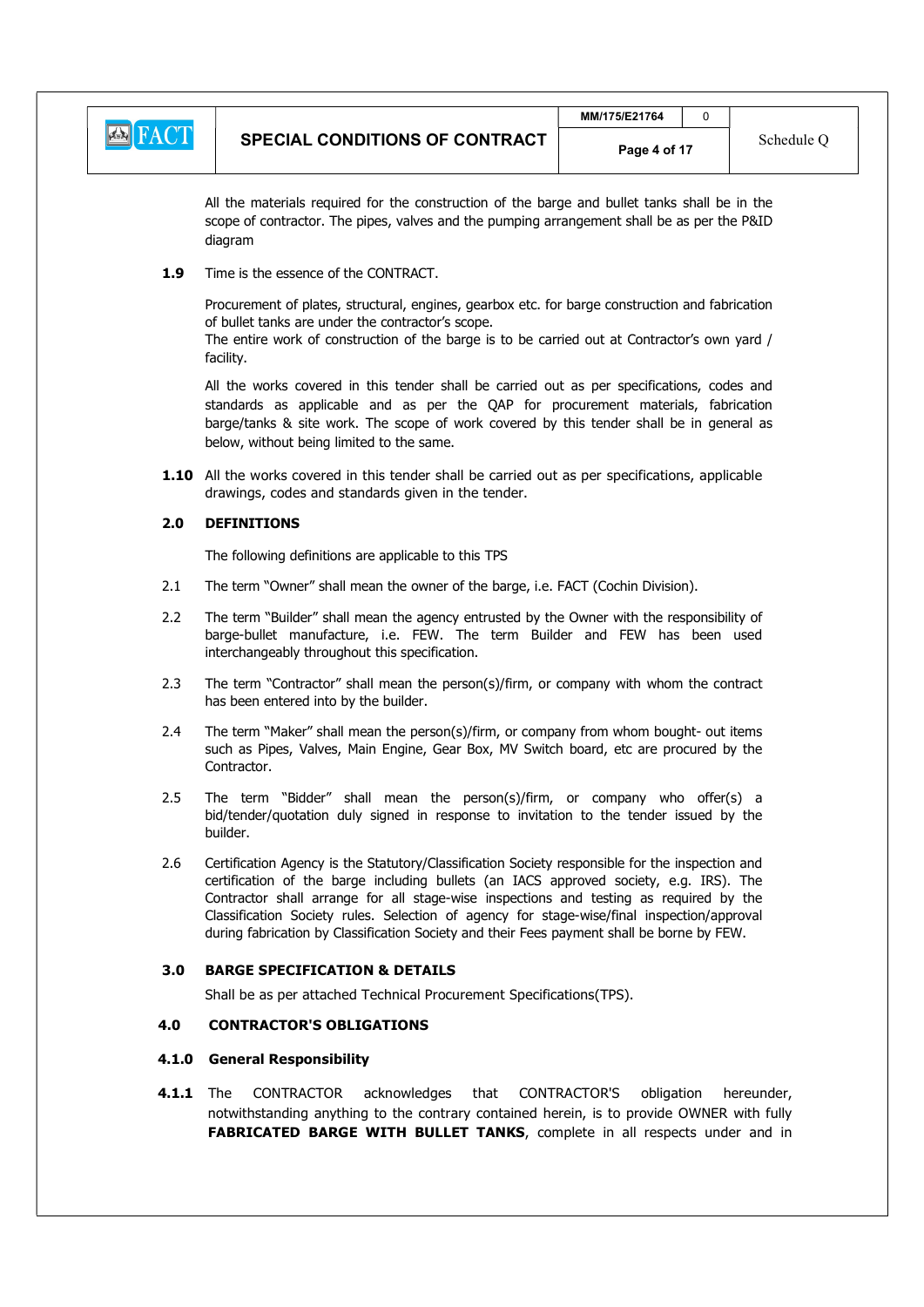All the materials required for the construction of the barge and bullet tanks shall be in the scope of contractor. The pipes, valves and the pumping arrangement shall be as per the P&ID diagram

**1.9** Time is the essence of the CONTRACT.

Procurement of plates, structural, engines, gearbox etc. for barge construction and fabrication of bullet tanks are under the contractor's scope.
The entire work of construction of the barge is to be carried out at Contractor's own yard / facility.

All the works covered in this tender shall be carried out as per specifications, codes and standards as applicable and as per the QAP for procurement materials, fabrication barge/tanks & site work. The scope of work covered by this tender shall be in general as below, without being limited to the same.

**1.10** All the works covered in this tender shall be carried out as per specifications, applicable drawings, codes and standards given in the tender.

## 2.0 DEFINITIONS

The following definitions are applicable to this TPS

2.1 The term "Owner" shall mean the owner of the barge, i.e. FACT (Cochin Division).

2.2 The term "Builder" shall mean the agency entrusted by the Owner with the responsibility of barge-bullet manufacture, i.e. FEW. The term Builder and FEW has been used interchangeably throughout this specification.

2.3 The term "Contractor" shall mean the person(s)/firm, or company with whom the contract has been entered into by the builder.

2.4 The term "Maker" shall mean the person(s)/firm, or company from whom bought- out items such as Pipes, Valves, Main Engine, Gear Box, MV Switch board, etc are procured by the Contractor.

2.5 The term "Bidder" shall mean the person(s)/firm, or company who offer(s) a bid/tender/quotation duly signed in response to invitation to the tender issued by the builder.

2.6 Certification Agency is the Statutory/Classification Society responsible for the inspection and certification of the barge including bullets (an IACS approved society, e.g. IRS). The Contractor shall arrange for all stage-wise inspections and testing as required by the Classification Society rules. Selection of agency for stage-wise/final inspection/approval during fabrication by Classification Society and their Fees payment shall be borne by FEW.

## 3.0 BARGE SPECIFICATION & DETAILS

Shall be as per attached Technical Procurement Specifications(TPS).

## 4.0 CONTRACTOR'S OBLIGATIONS

### 4.1.0 General Responsibility

**4.1.1** The CONTRACTOR acknowledges that CONTRACTOR'S obligation hereunder, notwithstanding anything to the contrary contained herein, is to provide OWNER with fully **FABRICATED BARGE WITH BULLET TANKS**, complete in all respects under and in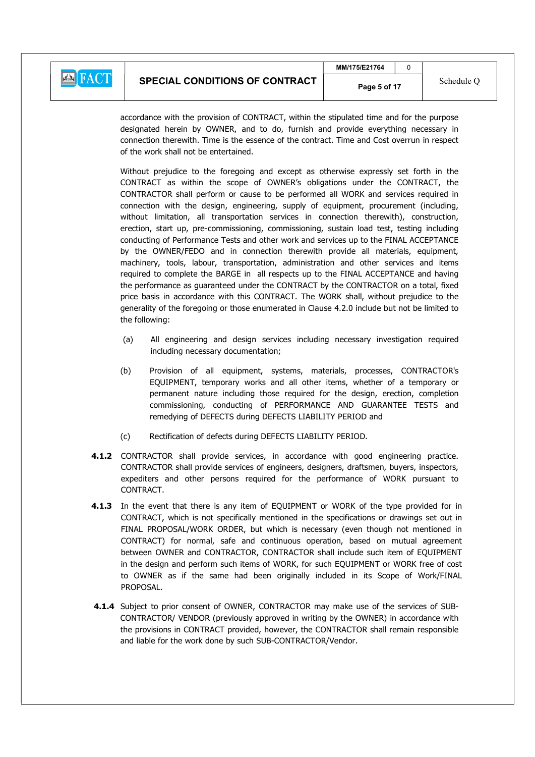accordance with the provision of CONTRACT, within the stipulated time and for the purpose designated herein by OWNER, and to do, furnish and provide everything necessary in connection therewith. Time is the essence of the contract. Time and Cost overrun in respect of the work shall not be entertained.

Without prejudice to the foregoing and except as otherwise expressly set forth in the CONTRACT as within the scope of OWNER's obligations under the CONTRACT, the CONTRACTOR shall perform or cause to be performed all WORK and services required in connection with the design, engineering, supply of equipment, procurement (including, without limitation, all transportation services in connection therewith), construction, erection, start up, pre-commissioning, commissioning, sustain load test, testing including conducting of Performance Tests and other work and services up to the FINAL ACCEPTANCE by the OWNER/FEDO and in connection therewith provide all materials, equipment, machinery, tools, labour, transportation, administration and other services and items required to complete the BARGE in all respects up to the FINAL ACCEPTANCE and having the performance as guaranteed under the CONTRACT by the CONTRACTOR on a total, fixed price basis in accordance with this CONTRACT. The WORK shall, without prejudice to the generality of the foregoing or those enumerated in Clause 4.2.0 include but not be limited to the following:

(a) All engineering and design services including necessary investigation required including necessary documentation;

(b) Provision of all equipment, systems, materials, processes, CONTRACTOR's EQUIPMENT, temporary works and all other items, whether of a temporary or permanent nature including those required for the design, erection, completion commissioning, conducting of PERFORMANCE AND GUARANTEE TESTS and remedying of DEFECTS during DEFECTS LIABILITY PERIOD and

(c) Rectification of defects during DEFECTS LIABILITY PERIOD.

**4.1.2** CONTRACTOR shall provide services, in accordance with good engineering practice. CONTRACTOR shall provide services of engineers, designers, draftsmen, buyers, inspectors, expediters and other persons required for the performance of WORK pursuant to CONTRACT.

**4.1.3** In the event that there is any item of EQUIPMENT or WORK of the type provided for in CONTRACT, which is not specifically mentioned in the specifications or drawings set out in FINAL PROPOSAL/WORK ORDER, but which is necessary (even though not mentioned in CONTRACT) for normal, safe and continuous operation, based on mutual agreement between OWNER and CONTRACTOR, CONTRACTOR shall include such item of EQUIPMENT in the design and perform such items of WORK, for such EQUIPMENT or WORK free of cost to OWNER as if the same had been originally included in its Scope of Work/FINAL PROPOSAL.

**4.1.4** Subject to prior consent of OWNER, CONTRACTOR may make use of the services of SUB-CONTRACTOR/ VENDOR (previously approved in writing by the OWNER) in accordance with the provisions in CONTRACT provided, however, the CONTRACTOR shall remain responsible and liable for the work done by such SUB-CONTRACTOR/Vendor.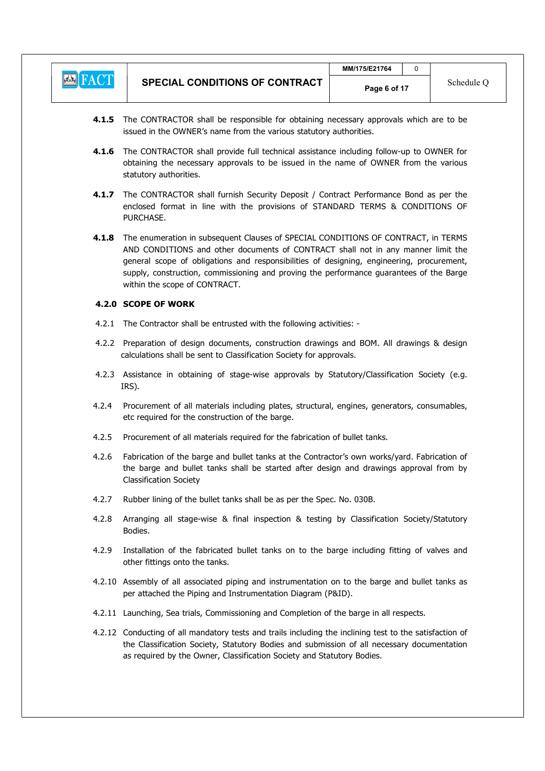**4.1.5** The CONTRACTOR shall be responsible for obtaining necessary approvals which are to be issued in the OWNER's name from the various statutory authorities.

**4.1.6** The CONTRACTOR shall provide full technical assistance including follow-up to OWNER for obtaining the necessary approvals to be issued in the name of OWNER from the various statutory authorities.

**4.1.7** The CONTRACTOR shall furnish Security Deposit / Contract Performance Bond as per the enclosed format in line with the provisions of STANDARD TERMS & CONDITIONS OF PURCHASE.

**4.1.8** The enumeration in subsequent Clauses of SPECIAL CONDITIONS OF CONTRACT, in TERMS AND CONDITIONS and other documents of CONTRACT shall not in any manner limit the general scope of obligations and responsibilities of designing, engineering, procurement, supply, construction, commissioning and proving the performance guarantees of the Barge within the scope of CONTRACT.

**4.2.0 SCOPE OF WORK**

4.2.1 The Contractor shall be entrusted with the following activities: -

4.2.2 Preparation of design documents, construction drawings and BOM. All drawings & design calculations shall be sent to Classification Society for approvals.

4.2.3 Assistance in obtaining of stage-wise approvals by Statutory/Classification Society (e.g. IRS).

4.2.4 Procurement of all materials including plates, structural, engines, generators, consumables, etc required for the construction of the barge.

4.2.5 Procurement of all materials required for the fabrication of bullet tanks.

4.2.6 Fabrication of the barge and bullet tanks at the Contractor's own works/yard. Fabrication of the barge and bullet tanks shall be started after design and drawings approval from by Classification Society

4.2.7 Rubber lining of the bullet tanks shall be as per the Spec. No. 030B.

4.2.8 Arranging all stage-wise & final inspection & testing by Classification Society/Statutory Bodies.

4.2.9 Installation of the fabricated bullet tanks on to the barge including fitting of valves and other fittings onto the tanks.

4.2.10 Assembly of all associated piping and instrumentation on to the barge and bullet tanks as per attached the Piping and Instrumentation Diagram (P&ID).

4.2.11 Launching, Sea trials, Commissioning and Completion of the barge in all respects.

4.2.12 Conducting of all mandatory tests and trails including the inclining test to the satisfaction of the Classification Society, Statutory Bodies and submission of all necessary documentation as required by the Owner, Classification Society and Statutory Bodies.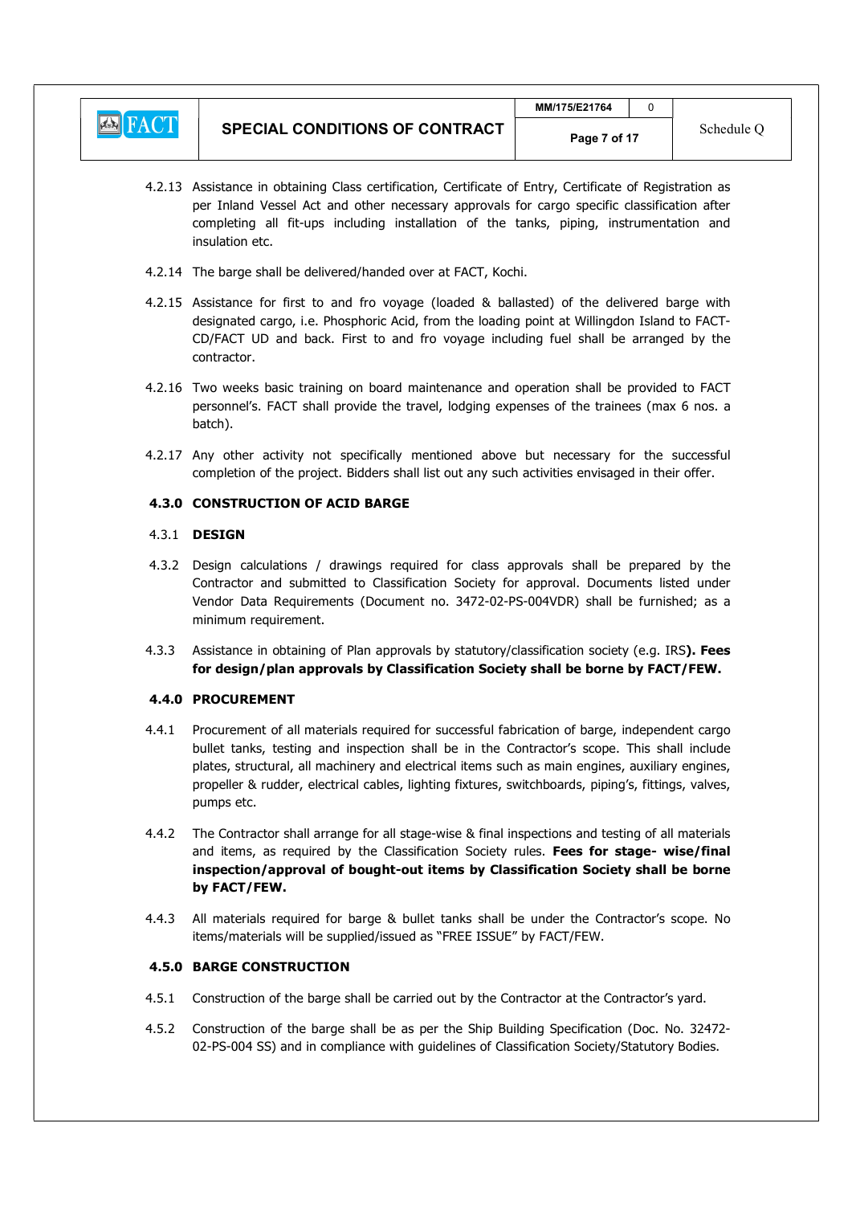4.2.13 Assistance in obtaining Class certification, Certificate of Entry, Certificate of Registration as per Inland Vessel Act and other necessary approvals for cargo specific classification after completing all fit-ups including installation of the tanks, piping, instrumentation and insulation etc.

4.2.14 The barge shall be delivered/handed over at FACT, Kochi.

4.2.15 Assistance for first to and fro voyage (loaded & ballasted) of the delivered barge with designated cargo, i.e. Phosphoric Acid, from the loading point at Willingdon Island to FACT-CD/FACT UD and back. First to and fro voyage including fuel shall be arranged by the contractor.

4.2.16 Two weeks basic training on board maintenance and operation shall be provided to FACT personnel's. FACT shall provide the travel, lodging expenses of the trainees (max 6 nos. a batch).

4.2.17 Any other activity not specifically mentioned above but necessary for the successful completion of the project. Bidders shall list out any such activities envisaged in their offer.

**4.3.0 CONSTRUCTION OF ACID BARGE**

4.3.1 **DESIGN**

4.3.2 Design calculations / drawings required for class approvals shall be prepared by the Contractor and submitted to Classification Society for approval. Documents listed under Vendor Data Requirements (Document no. 3472-02-PS-004VDR) shall be furnished; as a minimum requirement.

4.3.3 Assistance in obtaining of Plan approvals by statutory/classification society (e.g. IRS**). Fees for design/plan approvals by Classification Society shall be borne by FACT/FEW.**

**4.4.0 PROCUREMENT**

4.4.1 Procurement of all materials required for successful fabrication of barge, independent cargo bullet tanks, testing and inspection shall be in the Contractor's scope. This shall include plates, structural, all machinery and electrical items such as main engines, auxiliary engines, propeller & rudder, electrical cables, lighting fixtures, switchboards, piping's, fittings, valves, pumps etc.

4.4.2 The Contractor shall arrange for all stage-wise & final inspections and testing of all materials and items, as required by the Classification Society rules. **Fees for stage- wise/final inspection/approval of bought-out items by Classification Society shall be borne by FACT/FEW.**

4.4.3 All materials required for barge & bullet tanks shall be under the Contractor's scope. No items/materials will be supplied/issued as "FREE ISSUE" by FACT/FEW.

**4.5.0 BARGE CONSTRUCTION**

4.5.1 Construction of the barge shall be carried out by the Contractor at the Contractor's yard.

4.5.2 Construction of the barge shall be as per the Ship Building Specification (Doc. No. 32472-02-PS-004 SS) and in compliance with guidelines of Classification Society/Statutory Bodies.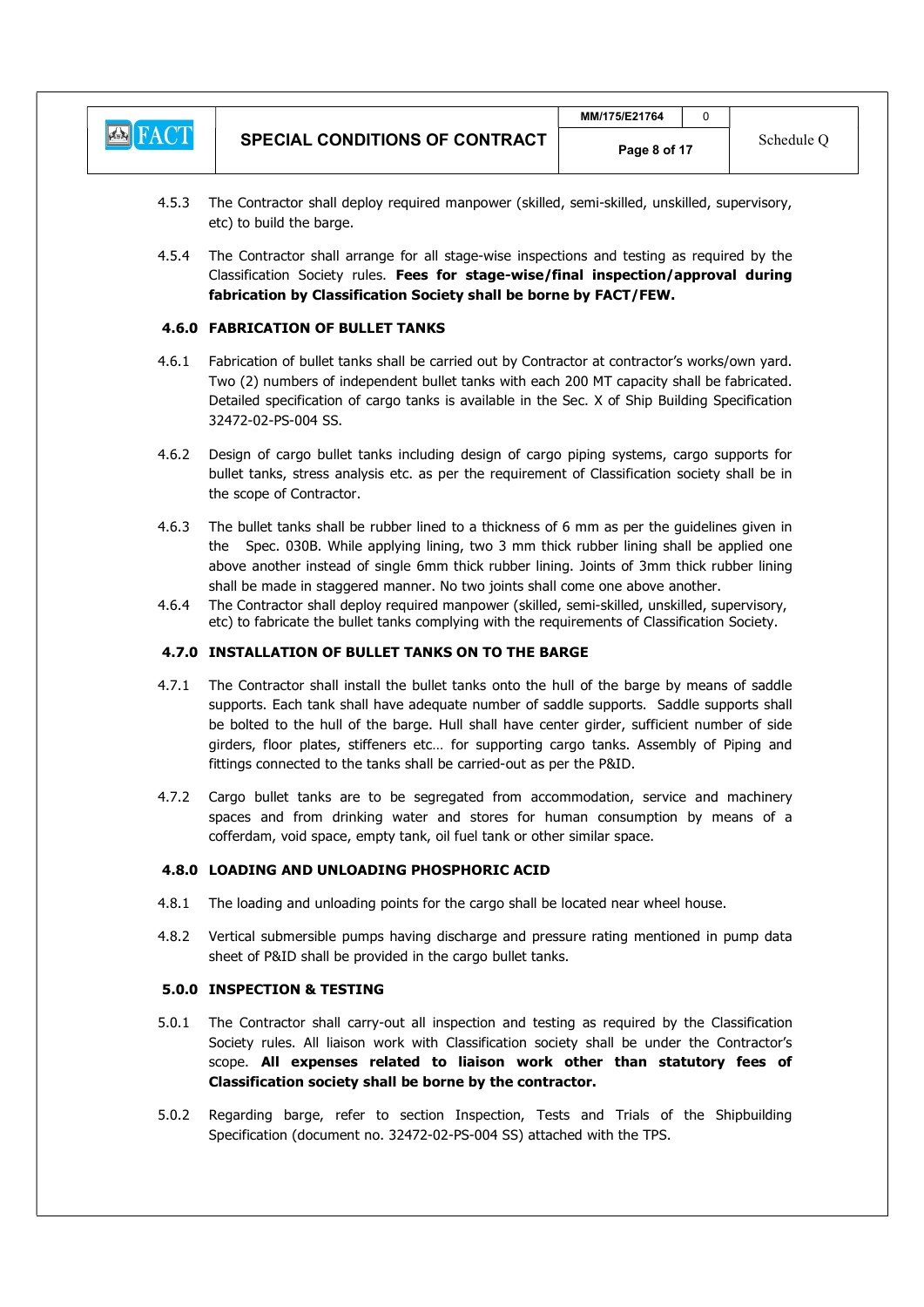4.5.3 The Contractor shall deploy required manpower (skilled, semi-skilled, unskilled, supervisory, etc) to build the barge.

4.5.4 The Contractor shall arrange for all stage-wise inspections and testing as required by the Classification Society rules. **Fees for stage-wise/final inspection/approval during fabrication by Classification Society shall be borne by FACT/FEW.**

### 4.6.0 FABRICATION OF BULLET TANKS

4.6.1 Fabrication of bullet tanks shall be carried out by Contractor at contractor's works/own yard. Two (2) numbers of independent bullet tanks with each 200 MT capacity shall be fabricated. Detailed specification of cargo tanks is available in the Sec. X of Ship Building Specification 32472-02-PS-004 SS.

4.6.2 Design of cargo bullet tanks including design of cargo piping systems, cargo supports for bullet tanks, stress analysis etc. as per the requirement of Classification society shall be in the scope of Contractor.

4.6.3 The bullet tanks shall be rubber lined to a thickness of 6 mm as per the guidelines given in the Spec. 030B. While applying lining, two 3 mm thick rubber lining shall be applied one above another instead of single 6mm thick rubber lining. Joints of 3mm thick rubber lining shall be made in staggered manner. No two joints shall come one above another.

4.6.4 The Contractor shall deploy required manpower (skilled, semi-skilled, unskilled, supervisory, etc) to fabricate the bullet tanks complying with the requirements of Classification Society.

### 4.7.0 INSTALLATION OF BULLET TANKS ON TO THE BARGE

4.7.1 The Contractor shall install the bullet tanks onto the hull of the barge by means of saddle supports. Each tank shall have adequate number of saddle supports. Saddle supports shall be bolted to the hull of the barge. Hull shall have center girder, sufficient number of side girders, floor plates, stiffeners etc… for supporting cargo tanks. Assembly of Piping and fittings connected to the tanks shall be carried-out as per the P&ID.

4.7.2 Cargo bullet tanks are to be segregated from accommodation, service and machinery spaces and from drinking water and stores for human consumption by means of a cofferdam, void space, empty tank, oil fuel tank or other similar space.

### 4.8.0 LOADING AND UNLOADING PHOSPHORIC ACID

4.8.1 The loading and unloading points for the cargo shall be located near wheel house.

4.8.2 Vertical submersible pumps having discharge and pressure rating mentioned in pump data sheet of P&ID shall be provided in the cargo bullet tanks.

### 5.0.0 INSPECTION & TESTING

5.0.1 The Contractor shall carry-out all inspection and testing as required by the Classification Society rules. All liaison work with Classification society shall be under the Contractor's scope. **All expenses related to liaison work other than statutory fees of Classification society shall be borne by the contractor.**

5.0.2 Regarding barge, refer to section Inspection, Tests and Trials of the Shipbuilding Specification (document no. 32472-02-PS-004 SS) attached with the TPS.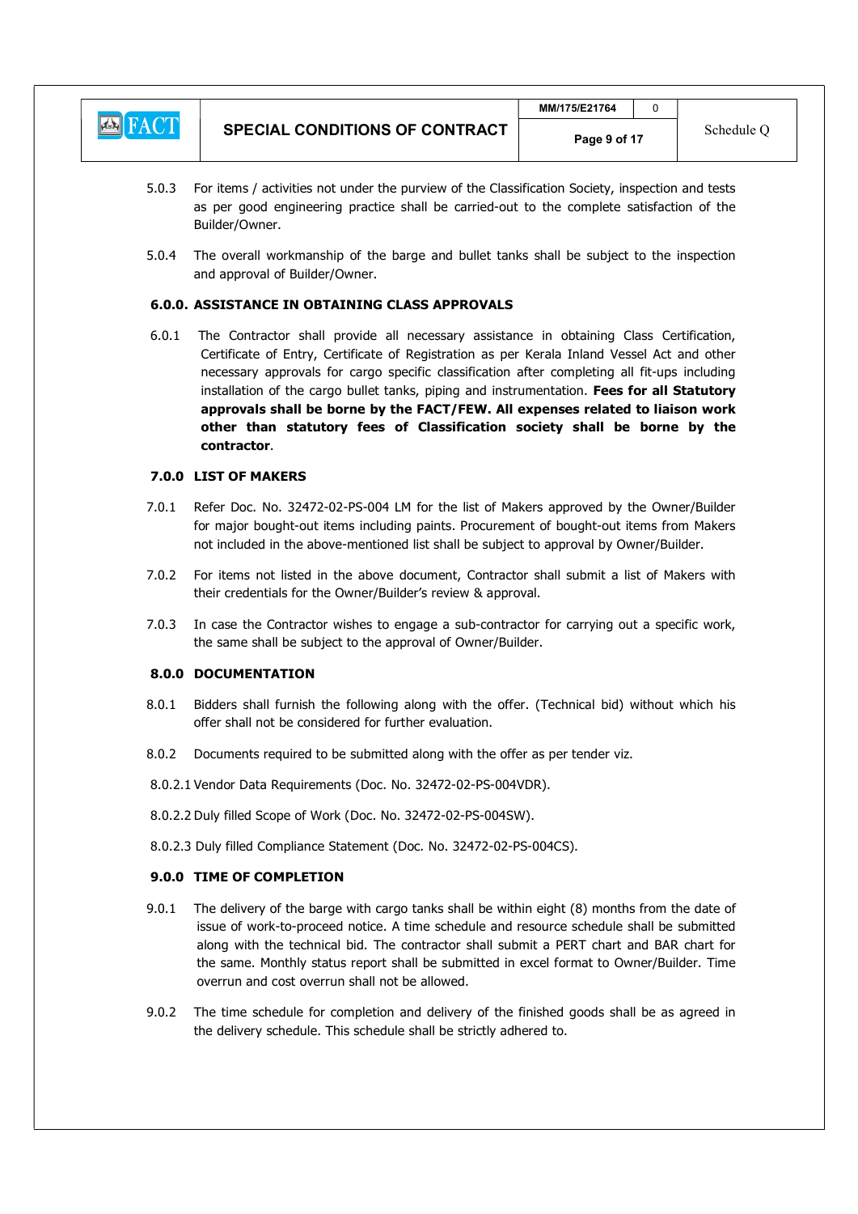5.0.3 For items / activities not under the purview of the Classification Society, inspection and tests as per good engineering practice shall be carried-out to the complete satisfaction of the Builder/Owner.

5.0.4 The overall workmanship of the barge and bullet tanks shall be subject to the inspection and approval of Builder/Owner.

### 6.0.0. ASSISTANCE IN OBTAINING CLASS APPROVALS

6.0.1 The Contractor shall provide all necessary assistance in obtaining Class Certification, Certificate of Entry, Certificate of Registration as per Kerala Inland Vessel Act and other necessary approvals for cargo specific classification after completing all fit-ups including installation of the cargo bullet tanks, piping and instrumentation. **Fees for all Statutory approvals shall be borne by the FACT/FEW. All expenses related to liaison work other than statutory fees of Classification society shall be borne by the contractor**.

### 7.0.0 LIST OF MAKERS

7.0.1 Refer Doc. No. 32472-02-PS-004 LM for the list of Makers approved by the Owner/Builder for major bought-out items including paints. Procurement of bought-out items from Makers not included in the above-mentioned list shall be subject to approval by Owner/Builder.

7.0.2 For items not listed in the above document, Contractor shall submit a list of Makers with their credentials for the Owner/Builder's review & approval.

7.0.3 In case the Contractor wishes to engage a sub-contractor for carrying out a specific work, the same shall be subject to the approval of Owner/Builder.

### 8.0.0 DOCUMENTATION

8.0.1 Bidders shall furnish the following along with the offer. (Technical bid) without which his offer shall not be considered for further evaluation.

8.0.2 Documents required to be submitted along with the offer as per tender viz.

8.0.2.1 Vendor Data Requirements (Doc. No. 32472-02-PS-004VDR).

8.0.2.2 Duly filled Scope of Work (Doc. No. 32472-02-PS-004SW).

8.0.2.3 Duly filled Compliance Statement (Doc. No. 32472-02-PS-004CS).

### 9.0.0 TIME OF COMPLETION

9.0.1 The delivery of the barge with cargo tanks shall be within eight (8) months from the date of issue of work-to-proceed notice. A time schedule and resource schedule shall be submitted along with the technical bid. The contractor shall submit a PERT chart and BAR chart for the same. Monthly status report shall be submitted in excel format to Owner/Builder. Time overrun and cost overrun shall not be allowed.

9.0.2 The time schedule for completion and delivery of the finished goods shall be as agreed in the delivery schedule. This schedule shall be strictly adhered to.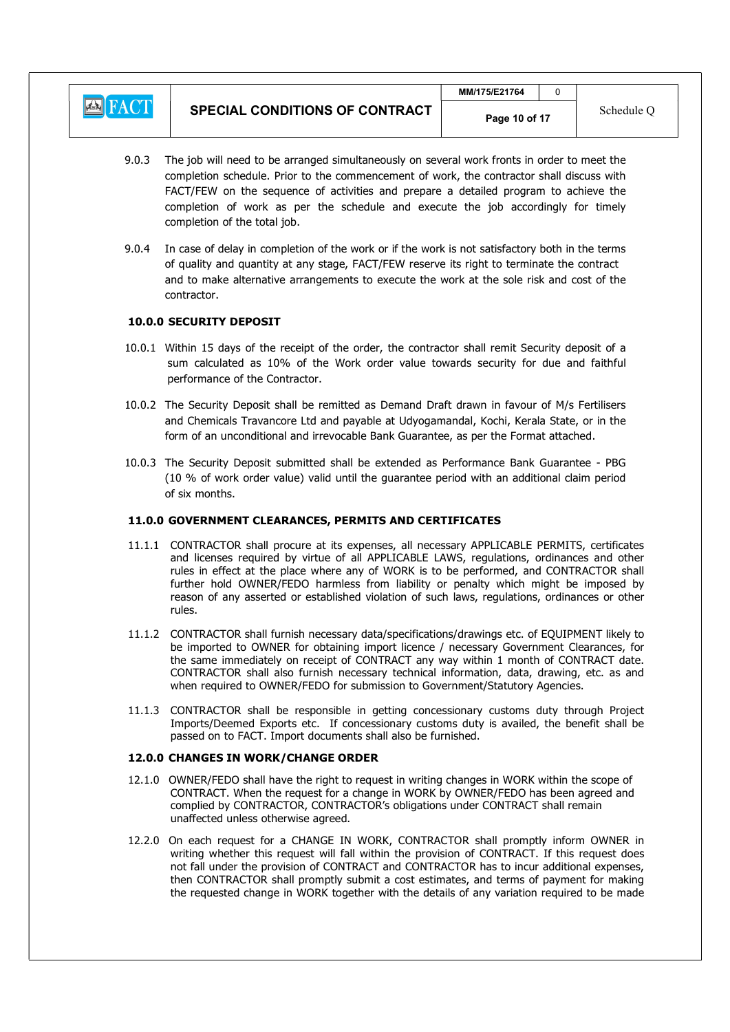9.0.3 The job will need to be arranged simultaneously on several work fronts in order to meet the completion schedule. Prior to the commencement of work, the contractor shall discuss with FACT/FEW on the sequence of activities and prepare a detailed program to achieve the completion of work as per the schedule and execute the job accordingly for timely completion of the total job.

9.0.4 In case of delay in completion of the work or if the work is not satisfactory both in the terms of quality and quantity at any stage, FACT/FEW reserve its right to terminate the contract and to make alternative arrangements to execute the work at the sole risk and cost of the contractor.

## 10.0.0 SECURITY DEPOSIT

10.0.1 Within 15 days of the receipt of the order, the contractor shall remit Security deposit of a sum calculated as 10% of the Work order value towards security for due and faithful performance of the Contractor.

10.0.2 The Security Deposit shall be remitted as Demand Draft drawn in favour of M/s Fertilisers and Chemicals Travancore Ltd and payable at Udyogamandal, Kochi, Kerala State, or in the form of an unconditional and irrevocable Bank Guarantee, as per the Format attached.

10.0.3 The Security Deposit submitted shall be extended as Performance Bank Guarantee - PBG (10 % of work order value) valid until the guarantee period with an additional claim period of six months.

## 11.0.0 GOVERNMENT CLEARANCES, PERMITS AND CERTIFICATES

11.1.1 CONTRACTOR shall procure at its expenses, all necessary APPLICABLE PERMITS, certificates and licenses required by virtue of all APPLICABLE LAWS, regulations, ordinances and other rules in effect at the place where any of WORK is to be performed, and CONTRACTOR shall further hold OWNER/FEDO harmless from liability or penalty which might be imposed by reason of any asserted or established violation of such laws, regulations, ordinances or other rules.

11.1.2 CONTRACTOR shall furnish necessary data/specifications/drawings etc. of EQUIPMENT likely to be imported to OWNER for obtaining import licence / necessary Government Clearances, for the same immediately on receipt of CONTRACT any way within 1 month of CONTRACT date. CONTRACTOR shall also furnish necessary technical information, data, drawing, etc. as and when required to OWNER/FEDO for submission to Government/Statutory Agencies.

11.1.3 CONTRACTOR shall be responsible in getting concessionary customs duty through Project Imports/Deemed Exports etc. If concessionary customs duty is availed, the benefit shall be passed on to FACT. Import documents shall also be furnished.

## 12.0.0 CHANGES IN WORK/CHANGE ORDER

12.1.0 OWNER/FEDO shall have the right to request in writing changes in WORK within the scope of CONTRACT. When the request for a change in WORK by OWNER/FEDO has been agreed and complied by CONTRACTOR, CONTRACTOR's obligations under CONTRACT shall remain unaffected unless otherwise agreed.

12.2.0 On each request for a CHANGE IN WORK, CONTRACTOR shall promptly inform OWNER in writing whether this request will fall within the provision of CONTRACT. If this request does not fall under the provision of CONTRACT and CONTRACTOR has to incur additional expenses, then CONTRACTOR shall promptly submit a cost estimates, and terms of payment for making the requested change in WORK together with the details of any variation required to be made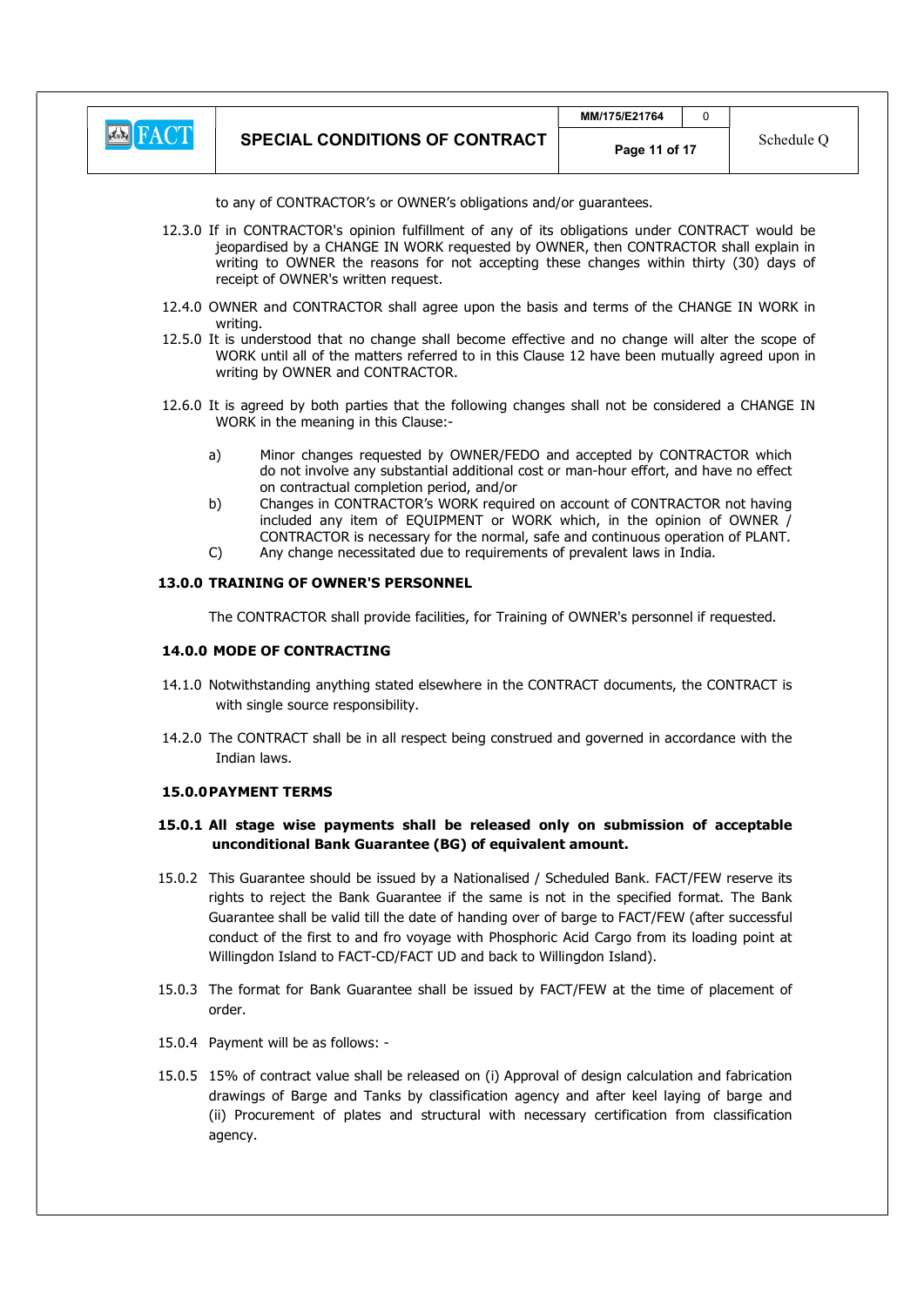to any of CONTRACTOR's or OWNER's obligations and/or guarantees.

12.3.0 If in CONTRACTOR's opinion fulfillment of any of its obligations under CONTRACT would be jeopardised by a CHANGE IN WORK requested by OWNER, then CONTRACTOR shall explain in writing to OWNER the reasons for not accepting these changes within thirty (30) days of receipt of OWNER's written request.

12.4.0 OWNER and CONTRACTOR shall agree upon the basis and terms of the CHANGE IN WORK in writing.

12.5.0 It is understood that no change shall become effective and no change will alter the scope of WORK until all of the matters referred to in this Clause 12 have been mutually agreed upon in writing by OWNER and CONTRACTOR.

12.6.0 It is agreed by both parties that the following changes shall not be considered a CHANGE IN WORK in the meaning in this Clause:-

a) Minor changes requested by OWNER/FEDO and accepted by CONTRACTOR which do not involve any substantial additional cost or man-hour effort, and have no effect on contractual completion period, and/or

b) Changes in CONTRACTOR's WORK required on account of CONTRACTOR not having included any item of EQUIPMENT or WORK which, in the opinion of OWNER / CONTRACTOR is necessary for the normal, safe and continuous operation of PLANT.

C) Any change necessitated due to requirements of prevalent laws in India.

## 13.0.0 TRAINING OF OWNER'S PERSONNEL

The CONTRACTOR shall provide facilities, for Training of OWNER's personnel if requested.

## 14.0.0 MODE OF CONTRACTING

14.1.0 Notwithstanding anything stated elsewhere in the CONTRACT documents, the CONTRACT is with single source responsibility.

14.2.0 The CONTRACT shall be in all respect being construed and governed in accordance with the Indian laws.

## 15.0.0 PAYMENT TERMS

**15.0.1 All stage wise payments shall be released only on submission of acceptable unconditional Bank Guarantee (BG) of equivalent amount.**

15.0.2 This Guarantee should be issued by a Nationalised / Scheduled Bank. FACT/FEW reserve its rights to reject the Bank Guarantee if the same is not in the specified format. The Bank Guarantee shall be valid till the date of handing over of barge to FACT/FEW (after successful conduct of the first to and fro voyage with Phosphoric Acid Cargo from its loading point at Willingdon Island to FACT-CD/FACT UD and back to Willingdon Island).

15.0.3 The format for Bank Guarantee shall be issued by FACT/FEW at the time of placement of order.

15.0.4 Payment will be as follows: -

15.0.5 15% of contract value shall be released on (i) Approval of design calculation and fabrication drawings of Barge and Tanks by classification agency and after keel laying of barge and (ii) Procurement of plates and structural with necessary certification from classification agency.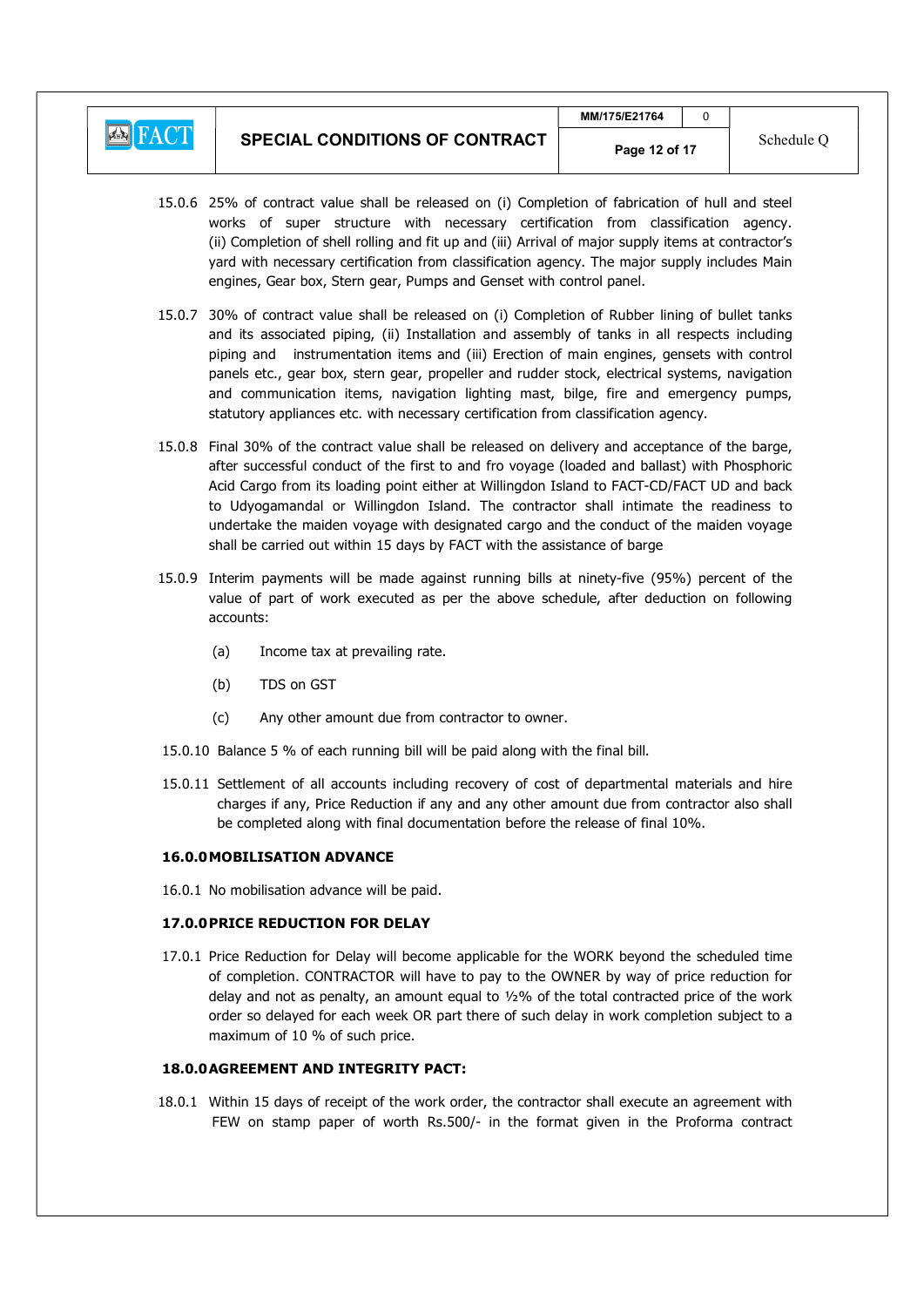15.0.6 25% of contract value shall be released on (i) Completion of fabrication of hull and steel works of super structure with necessary certification from classification agency. (ii) Completion of shell rolling and fit up and (iii) Arrival of major supply items at contractor's yard with necessary certification from classification agency. The major supply includes Main engines, Gear box, Stern gear, Pumps and Genset with control panel.

15.0.7 30% of contract value shall be released on (i) Completion of Rubber lining of bullet tanks and its associated piping, (ii) Installation and assembly of tanks in all respects including piping and instrumentation items and (iii) Erection of main engines, gensets with control panels etc., gear box, stern gear, propeller and rudder stock, electrical systems, navigation and communication items, navigation lighting mast, bilge, fire and emergency pumps, statutory appliances etc. with necessary certification from classification agency.

15.0.8 Final 30% of the contract value shall be released on delivery and acceptance of the barge, after successful conduct of the first to and fro voyage (loaded and ballast) with Phosphoric Acid Cargo from its loading point either at Willingdon Island to FACT-CD/FACT UD and back to Udyogamandal or Willingdon Island. The contractor shall intimate the readiness to undertake the maiden voyage with designated cargo and the conduct of the maiden voyage shall be carried out within 15 days by FACT with the assistance of barge

15.0.9 Interim payments will be made against running bills at ninety-five (95%) percent of the value of part of work executed as per the above schedule, after deduction on following accounts:

(a) Income tax at prevailing rate.

(b) TDS on GST

(c) Any other amount due from contractor to owner.

15.0.10 Balance 5 % of each running bill will be paid along with the final bill.

15.0.11 Settlement of all accounts including recovery of cost of departmental materials and hire charges if any, Price Reduction if any and any other amount due from contractor also shall be completed along with final documentation before the release of final 10%.

**16.0.0 MOBILISATION ADVANCE**

16.0.1 No mobilisation advance will be paid.

**17.0.0 PRICE REDUCTION FOR DELAY**

17.0.1 Price Reduction for Delay will become applicable for the WORK beyond the scheduled time of completion. CONTRACTOR will have to pay to the OWNER by way of price reduction for delay and not as penalty, an amount equal to ½% of the total contracted price of the work order so delayed for each week OR part there of such delay in work completion subject to a maximum of 10 % of such price.

**18.0.0 AGREEMENT AND INTEGRITY PACT:**

18.0.1 Within 15 days of receipt of the work order, the contractor shall execute an agreement with FEW on stamp paper of worth Rs.500/- in the format given in the Proforma contract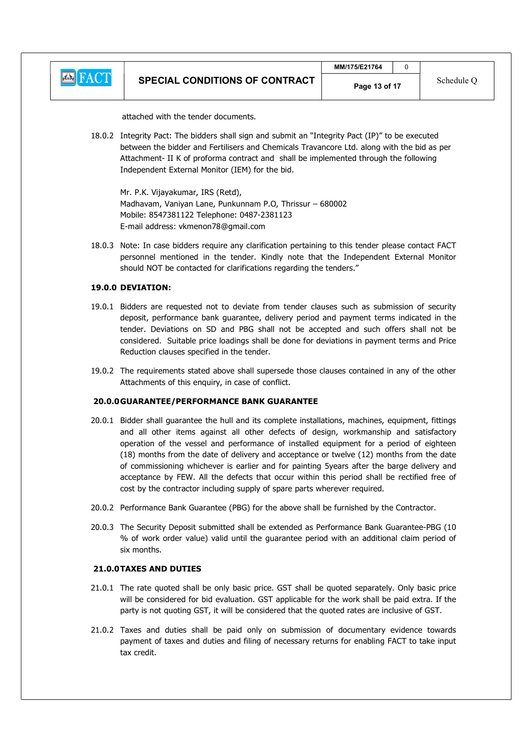attached with the tender documents.

18.0.2 Integrity Pact: The bidders shall sign and submit an "Integrity Pact (IP)" to be executed between the bidder and Fertilisers and Chemicals Travancore Ltd. along with the bid as per Attachment- II K of proforma contract and shall be implemented through the following Independent External Monitor (IEM) for the bid.

Mr. P.K. Vijayakumar, IRS (Retd),
Madhavam, Vaniyan Lane, Punkunnam P.O, Thrissur – 680002
Mobile: 8547381122 Telephone: 0487-2381123
E-mail address: vkmenon78@gmail.com

18.0.3 Note: In case bidders require any clarification pertaining to this tender please contact FACT personnel mentioned in the tender. Kindly note that the Independent External Monitor should NOT be contacted for clarifications regarding the tenders."

## 19.0.0 DEVIATION:

19.0.1 Bidders are requested not to deviate from tender clauses such as submission of security deposit, performance bank guarantee, delivery period and payment terms indicated in the tender. Deviations on SD and PBG shall not be accepted and such offers shall not be considered. Suitable price loadings shall be done for deviations in payment terms and Price Reduction clauses specified in the tender.

19.0.2 The requirements stated above shall supersede those clauses contained in any of the other Attachments of this enquiry, in case of conflict.

## 20.0.0 GUARANTEE/PERFORMANCE BANK GUARANTEE

20.0.1 Bidder shall guarantee the hull and its complete installations, machines, equipment, fittings and all other items against all other defects of design, workmanship and satisfactory operation of the vessel and performance of installed equipment for a period of eighteen (18) months from the date of delivery and acceptance or twelve (12) months from the date of commissioning whichever is earlier and for painting 5years after the barge delivery and acceptance by FEW. All the defects that occur within this period shall be rectified free of cost by the contractor including supply of spare parts wherever required.

20.0.2 Performance Bank Guarantee (PBG) for the above shall be furnished by the Contractor.

20.0.3 The Security Deposit submitted shall be extended as Performance Bank Guarantee-PBG (10 % of work order value) valid until the guarantee period with an additional claim period of six months.

## 21.0.0 TAXES AND DUTIES

21.0.1 The rate quoted shall be only basic price. GST shall be quoted separately. Only basic price will be considered for bid evaluation. GST applicable for the work shall be paid extra. If the party is not quoting GST, it will be considered that the quoted rates are inclusive of GST.

21.0.2 Taxes and duties shall be paid only on submission of documentary evidence towards payment of taxes and duties and filing of necessary returns for enabling FACT to take input tax credit.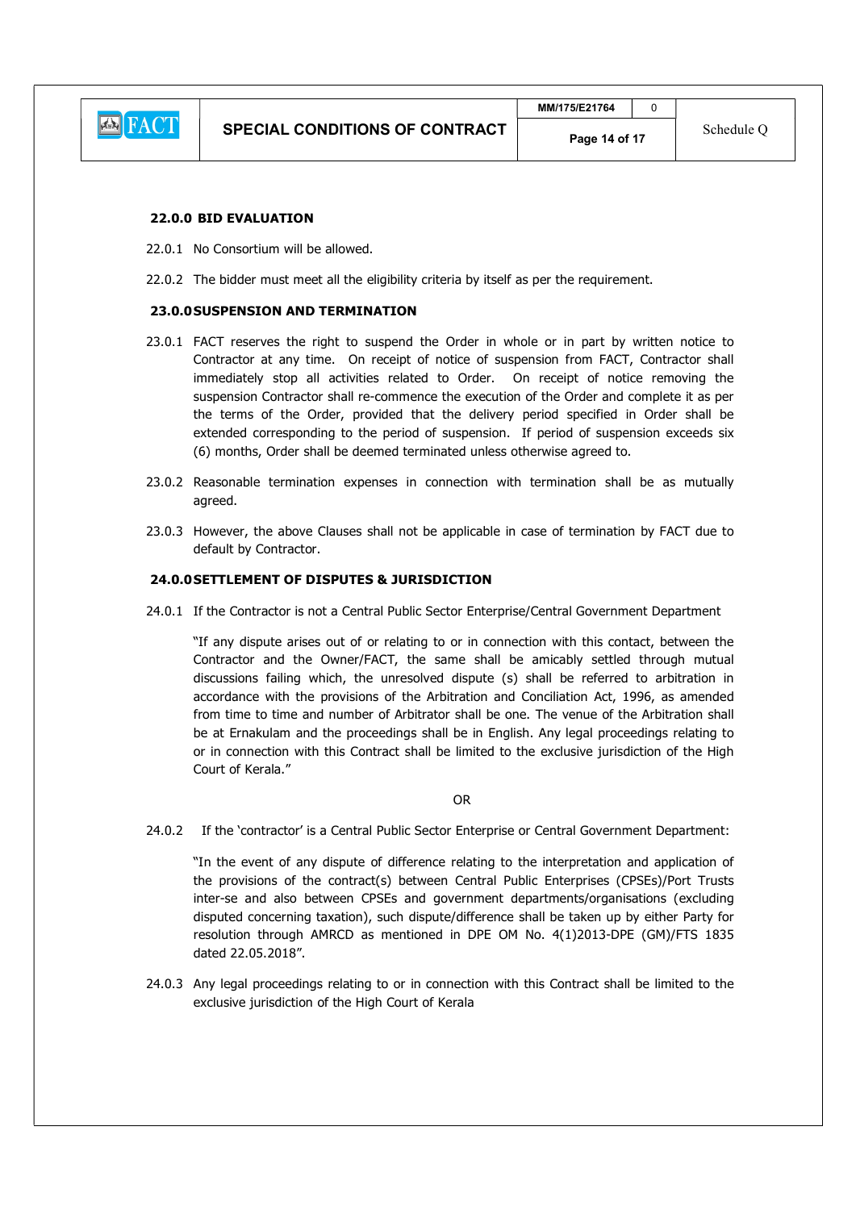### 22.0.0 BID EVALUATION

22.0.1 No Consortium will be allowed.

22.0.2 The bidder must meet all the eligibility criteria by itself as per the requirement.

### 23.0.0 SUSPENSION AND TERMINATION

23.0.1 FACT reserves the right to suspend the Order in whole or in part by written notice to Contractor at any time. On receipt of notice of suspension from FACT, Contractor shall immediately stop all activities related to Order. On receipt of notice removing the suspension Contractor shall re-commence the execution of the Order and complete it as per the terms of the Order, provided that the delivery period specified in Order shall be extended corresponding to the period of suspension. If period of suspension exceeds six (6) months, Order shall be deemed terminated unless otherwise agreed to.

23.0.2 Reasonable termination expenses in connection with termination shall be as mutually agreed.

23.0.3 However, the above Clauses shall not be applicable in case of termination by FACT due to default by Contractor.

### 24.0.0 SETTLEMENT OF DISPUTES & JURISDICTION

24.0.1 If the Contractor is not a Central Public Sector Enterprise/Central Government Department

"If any dispute arises out of or relating to or in connection with this contact, between the Contractor and the Owner/FACT, the same shall be amicably settled through mutual discussions failing which, the unresolved dispute (s) shall be referred to arbitration in accordance with the provisions of the Arbitration and Conciliation Act, 1996, as amended from time to time and number of Arbitrator shall be one. The venue of the Arbitration shall be at Ernakulam and the proceedings shall be in English. Any legal proceedings relating to or in connection with this Contract shall be limited to the exclusive jurisdiction of the High Court of Kerala."

OR

24.0.2 If the 'contractor' is a Central Public Sector Enterprise or Central Government Department:

"In the event of any dispute of difference relating to the interpretation and application of the provisions of the contract(s) between Central Public Enterprises (CPSEs)/Port Trusts inter-se and also between CPSEs and government departments/organisations (excluding disputed concerning taxation), such dispute/difference shall be taken up by either Party for resolution through AMRCD as mentioned in DPE OM No. 4(1)2013-DPE (GM)/FTS 1835 dated 22.05.2018".

24.0.3 Any legal proceedings relating to or in connection with this Contract shall be limited to the exclusive jurisdiction of the High Court of Kerala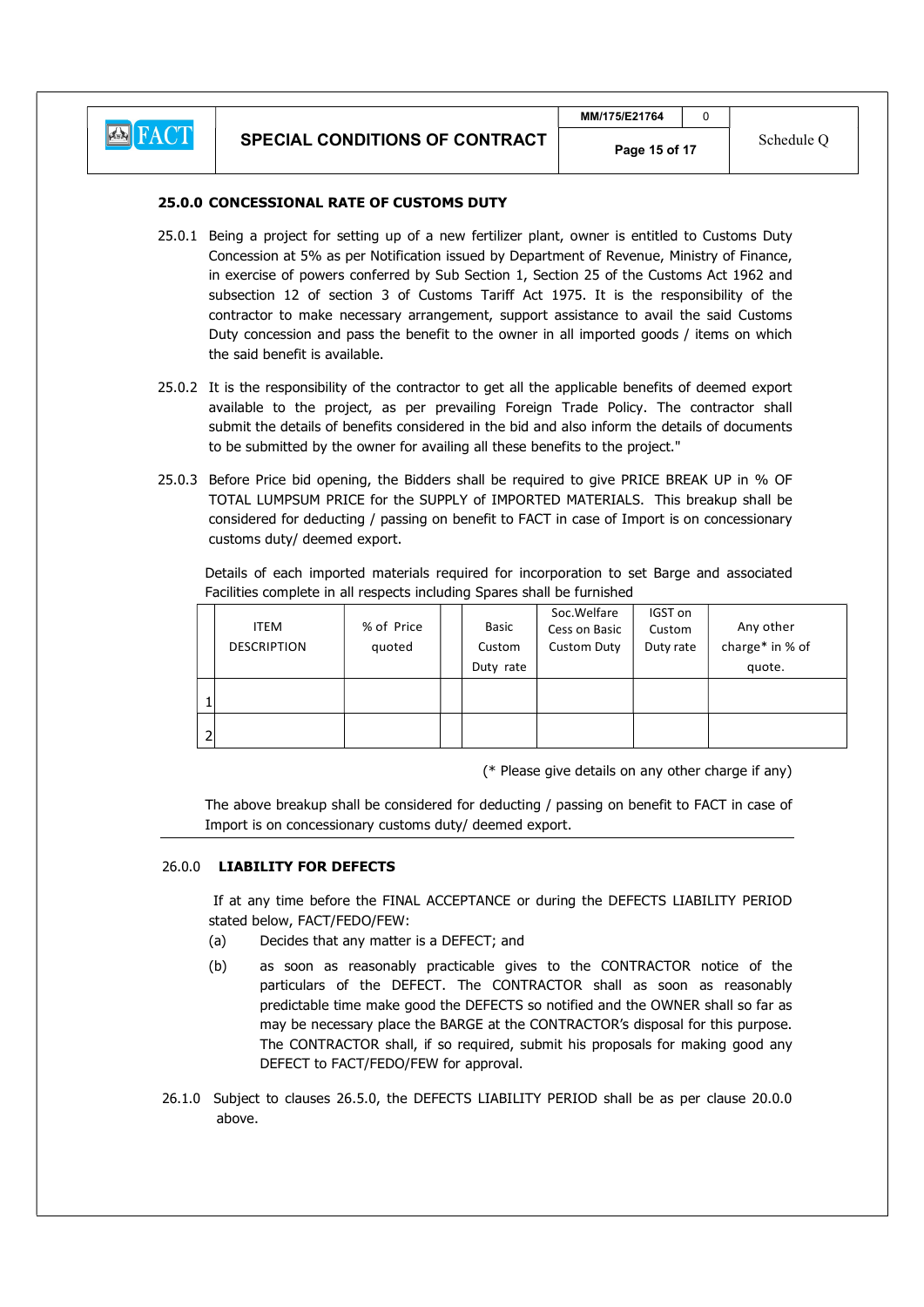### 25.0.0 CONCESSIONAL RATE OF CUSTOMS DUTY

25.0.1 Being a project for setting up of a new fertilizer plant, owner is entitled to Customs Duty Concession at 5% as per Notification issued by Department of Revenue, Ministry of Finance, in exercise of powers conferred by Sub Section 1, Section 25 of the Customs Act 1962 and subsection 12 of section 3 of Customs Tariff Act 1975. It is the responsibility of the contractor to make necessary arrangement, support assistance to avail the said Customs Duty concession and pass the benefit to the owner in all imported goods / items on which the said benefit is available.

25.0.2 It is the responsibility of the contractor to get all the applicable benefits of deemed export available to the project, as per prevailing Foreign Trade Policy. The contractor shall submit the details of benefits considered in the bid and also inform the details of documents to be submitted by the owner for availing all these benefits to the project."

25.0.3 Before Price bid opening, the Bidders shall be required to give PRICE BREAK UP in % OF TOTAL LUMPSUM PRICE for the SUPPLY of IMPORTED MATERIALS. This breakup shall be considered for deducting / passing on benefit to FACT in case of Import is on concessionary customs duty/ deemed export.

Details of each imported materials required for incorporation to set Barge and associated Facilities complete in all respects including Spares shall be furnished

| | ITEM DESCRIPTION | % of Price quoted | | Basic Custom Duty rate | Soc.Welfare Cess on Basic Custom Duty | IGST on Custom Duty rate | Any other charge* in % of quote. |
|---|---|---|---|---|---|---|---|
| 1 | | | | | | | |
| 2 | | | | | | | |

(* Please give details on any other charge if any)

The above breakup shall be considered for deducting / passing on benefit to FACT in case of Import is on concessionary customs duty/ deemed export.

### 26.0.0 LIABILITY FOR DEFECTS

If at any time before the FINAL ACCEPTANCE or during the DEFECTS LIABILITY PERIOD stated below, FACT/FEDO/FEW:

(a) Decides that any matter is a DEFECT; and

(b) as soon as reasonably practicable gives to the CONTRACTOR notice of the particulars of the DEFECT. The CONTRACTOR shall as soon as reasonably predictable time make good the DEFECTS so notified and the OWNER shall so far as may be necessary place the BARGE at the CONTRACTOR's disposal for this purpose. The CONTRACTOR shall, if so required, submit his proposals for making good any DEFECT to FACT/FEDO/FEW for approval.

26.1.0 Subject to clauses 26.5.0, the DEFECTS LIABILITY PERIOD shall be as per clause 20.0.0 above.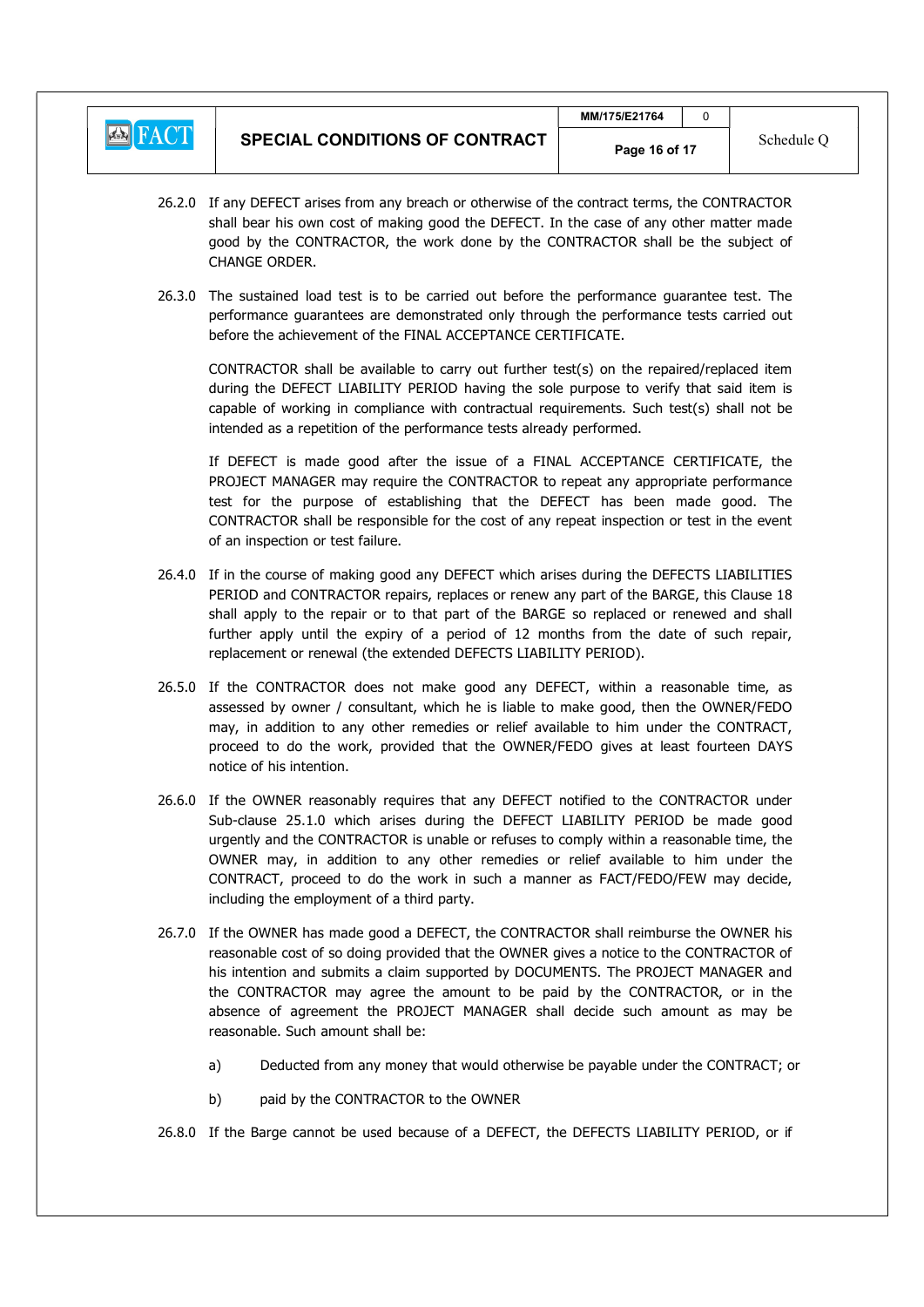26.2.0 If any DEFECT arises from any breach or otherwise of the contract terms, the CONTRACTOR shall bear his own cost of making good the DEFECT. In the case of any other matter made good by the CONTRACTOR, the work done by the CONTRACTOR shall be the subject of CHANGE ORDER.

26.3.0 The sustained load test is to be carried out before the performance guarantee test. The performance guarantees are demonstrated only through the performance tests carried out before the achievement of the FINAL ACCEPTANCE CERTIFICATE.

CONTRACTOR shall be available to carry out further test(s) on the repaired/replaced item during the DEFECT LIABILITY PERIOD having the sole purpose to verify that said item is capable of working in compliance with contractual requirements. Such test(s) shall not be intended as a repetition of the performance tests already performed.

If DEFECT is made good after the issue of a FINAL ACCEPTANCE CERTIFICATE, the PROJECT MANAGER may require the CONTRACTOR to repeat any appropriate performance test for the purpose of establishing that the DEFECT has been made good. The CONTRACTOR shall be responsible for the cost of any repeat inspection or test in the event of an inspection or test failure.

26.4.0 If in the course of making good any DEFECT which arises during the DEFECTS LIABILITIES PERIOD and CONTRACTOR repairs, replaces or renew any part of the BARGE, this Clause 18 shall apply to the repair or to that part of the BARGE so replaced or renewed and shall further apply until the expiry of a period of 12 months from the date of such repair, replacement or renewal (the extended DEFECTS LIABILITY PERIOD).

26.5.0 If the CONTRACTOR does not make good any DEFECT, within a reasonable time, as assessed by owner / consultant, which he is liable to make good, then the OWNER/FEDO may, in addition to any other remedies or relief available to him under the CONTRACT, proceed to do the work, provided that the OWNER/FEDO gives at least fourteen DAYS notice of his intention.

26.6.0 If the OWNER reasonably requires that any DEFECT notified to the CONTRACTOR under Sub-clause 25.1.0 which arises during the DEFECT LIABILITY PERIOD be made good urgently and the CONTRACTOR is unable or refuses to comply within a reasonable time, the OWNER may, in addition to any other remedies or relief available to him under the CONTRACT, proceed to do the work in such a manner as FACT/FEDO/FEW may decide, including the employment of a third party.

26.7.0 If the OWNER has made good a DEFECT, the CONTRACTOR shall reimburse the OWNER his reasonable cost of so doing provided that the OWNER gives a notice to the CONTRACTOR of his intention and submits a claim supported by DOCUMENTS. The PROJECT MANAGER and the CONTRACTOR may agree the amount to be paid by the CONTRACTOR, or in the absence of agreement the PROJECT MANAGER shall decide such amount as may be reasonable. Such amount shall be:

a) Deducted from any money that would otherwise be payable under the CONTRACT; or

b) paid by the CONTRACTOR to the OWNER

26.8.0 If the Barge cannot be used because of a DEFECT, the DEFECTS LIABILITY PERIOD, or if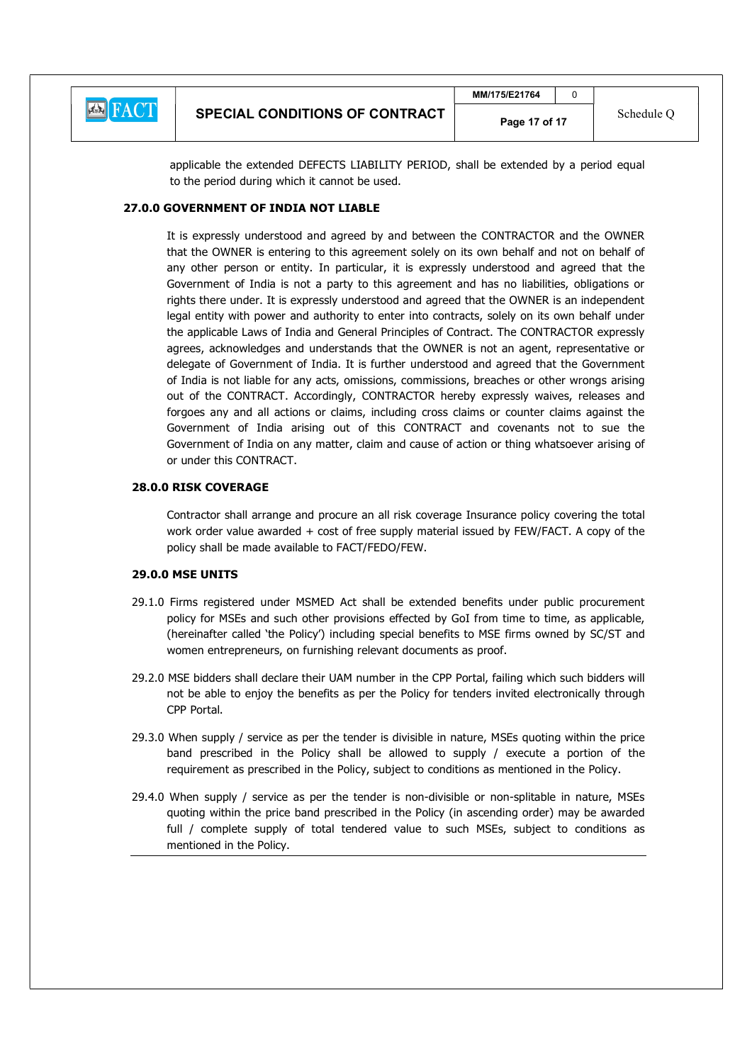applicable the extended DEFECTS LIABILITY PERIOD, shall be extended by a period equal to the period during which it cannot be used.

### 27.0.0 GOVERNMENT OF INDIA NOT LIABLE

It is expressly understood and agreed by and between the CONTRACTOR and the OWNER that the OWNER is entering to this agreement solely on its own behalf and not on behalf of any other person or entity. In particular, it is expressly understood and agreed that the Government of India is not a party to this agreement and has no liabilities, obligations or rights there under. It is expressly understood and agreed that the OWNER is an independent legal entity with power and authority to enter into contracts, solely on its own behalf under the applicable Laws of India and General Principles of Contract. The CONTRACTOR expressly agrees, acknowledges and understands that the OWNER is not an agent, representative or delegate of Government of India. It is further understood and agreed that the Government of India is not liable for any acts, omissions, commissions, breaches or other wrongs arising out of the CONTRACT. Accordingly, CONTRACTOR hereby expressly waives, releases and forgoes any and all actions or claims, including cross claims or counter claims against the Government of India arising out of this CONTRACT and covenants not to sue the Government of India on any matter, claim and cause of action or thing whatsoever arising of or under this CONTRACT.

### 28.0.0 RISK COVERAGE

Contractor shall arrange and procure an all risk coverage Insurance policy covering the total work order value awarded + cost of free supply material issued by FEW/FACT. A copy of the policy shall be made available to FACT/FEDO/FEW.

### 29.0.0 MSE UNITS

29.1.0 Firms registered under MSMED Act shall be extended benefits under public procurement policy for MSEs and such other provisions effected by GoI from time to time, as applicable, (hereinafter called 'the Policy') including special benefits to MSE firms owned by SC/ST and women entrepreneurs, on furnishing relevant documents as proof.

29.2.0 MSE bidders shall declare their UAM number in the CPP Portal, failing which such bidders will not be able to enjoy the benefits as per the Policy for tenders invited electronically through CPP Portal.

29.3.0 When supply / service as per the tender is divisible in nature, MSEs quoting within the price band prescribed in the Policy shall be allowed to supply / execute a portion of the requirement as prescribed in the Policy, subject to conditions as mentioned in the Policy.

29.4.0 When supply / service as per the tender is non-divisible or non-splitable in nature, MSEs quoting within the price band prescribed in the Policy (in ascending order) may be awarded full / complete supply of total tendered value to such MSEs, subject to conditions as mentioned in the Policy.